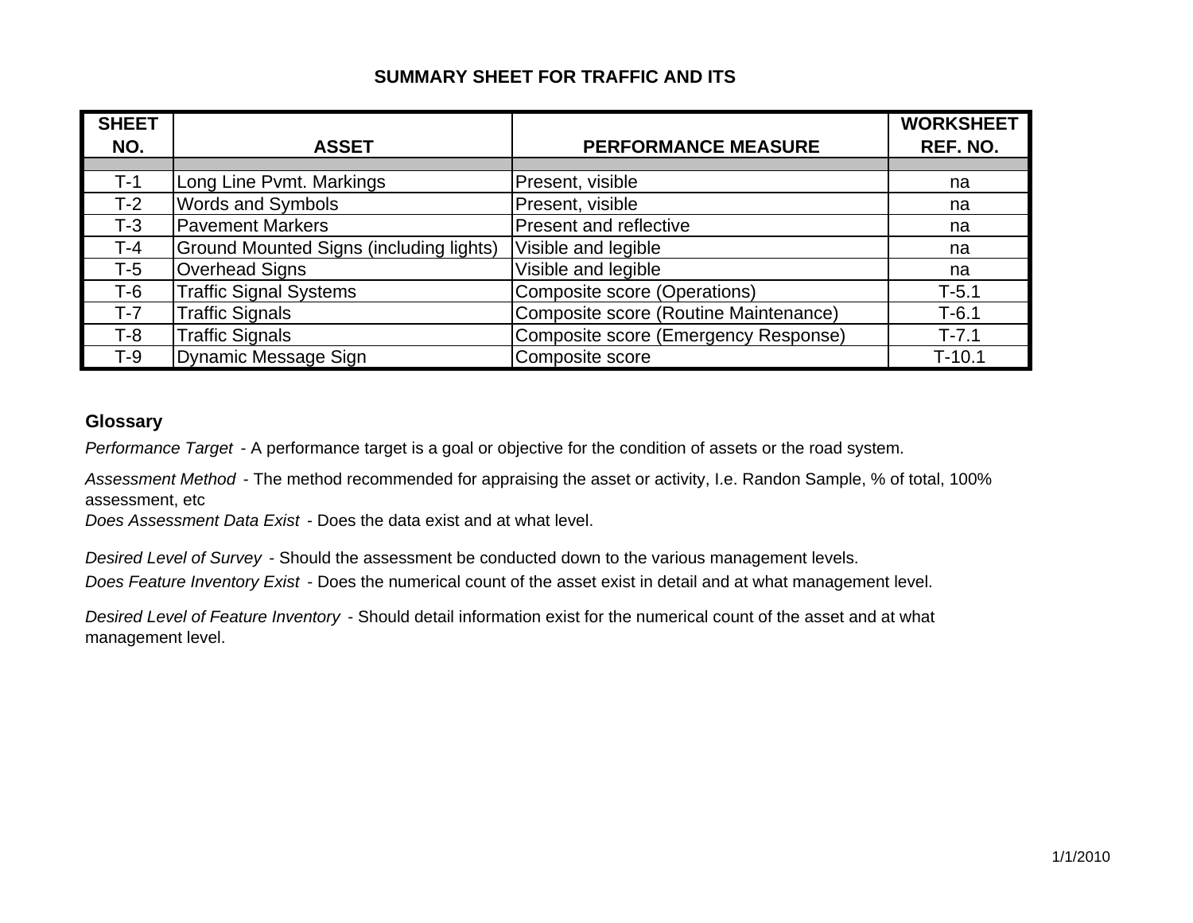# SUMMARY SHEET FOR TRAFFIC AND ITS

| SHEET NO. | ASSET | PERFORMANCE MEASURE | WORKSHEET REF. NO. |
|---|---|---|---|
| | | | |
| T-1 | Long Line Pvmt. Markings | Present, visible | na |
| T-2 | Words and Symbols | Present, visible | na |
| T-3 | Pavement Markers | Present and reflective | na |
| T-4 | Ground Mounted Signs (including lights) | Visible and legible | na |
| T-5 | Overhead Signs | Visible and legible | na |
| T-6 | Traffic Signal Systems | Composite score (Operations) | T-5.1 |
| T-7 | Traffic Signals | Composite score (Routine Maintenance) | T-6.1 |
| T-8 | Traffic Signals | Composite score (Emergency Response) | T-7.1 |
| T-9 | Dynamic Message Sign | Composite score | T-10.1 |

## Glossary

*Performance Target* - A performance target is a goal or objective for the condition of assets or the road system.

*Assessment Method* - The method recommended for appraising the asset or activity, I.e. Randon Sample, % of total, 100% assessment, etc

*Does Assessment Data Exist* - Does the data exist and at what level.

*Desired Level of Survey* - Should the assessment be conducted down to the various management levels.

*Does Feature Inventory Exist* - Does the numerical count of the asset exist in detail and at what management level.

*Desired Level of Feature Inventory* - Should detail information exist for the numerical count of the asset and at what management level.

1/1/2010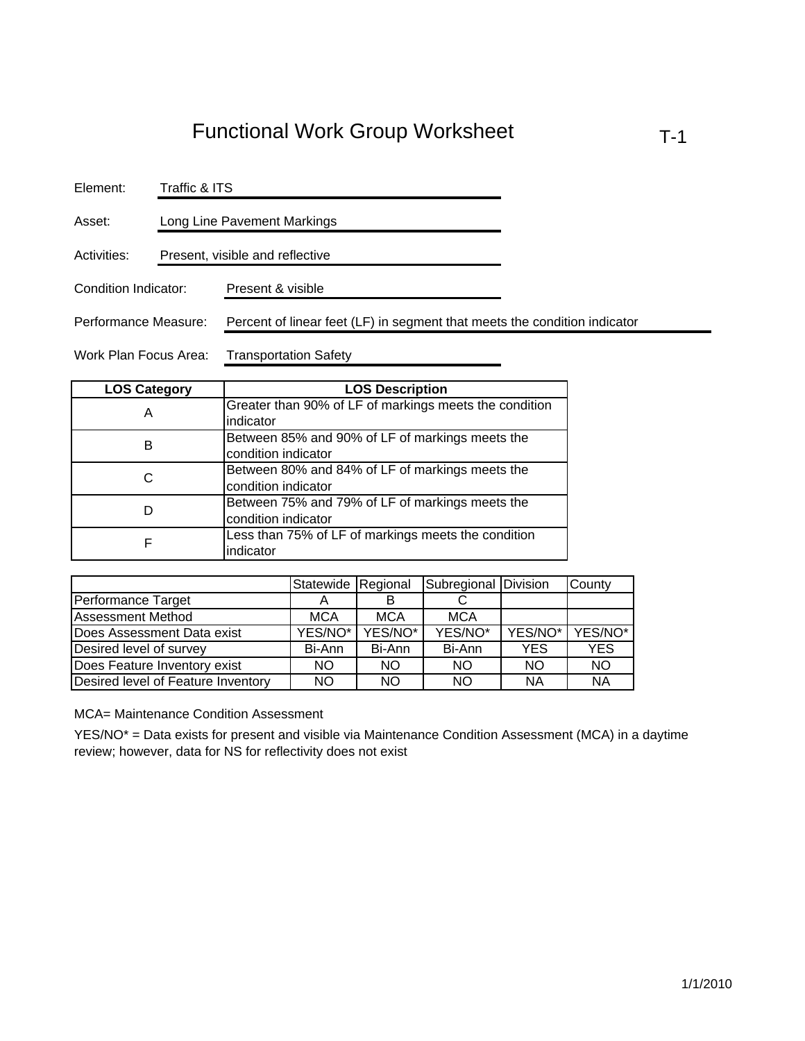# Functional Work Group Worksheet

T-1

Element: Traffic & ITS

Asset: Long Line Pavement Markings

Activities: Present, visible and reflective

Condition Indicator: Present & visible

Performance Measure: Percent of linear feet (LF) in segment that meets the condition indicator

Work Plan Focus Area: Transportation Safety

| LOS Category | LOS Description |
|---|---|
| A | Greater than 90% of LF of markings meets the condition indicator |
| B | Between 85% and 90% of LF of markings meets the condition indicator |
| C | Between 80% and 84% of LF of markings meets the condition indicator |
| D | Between 75% and 79% of LF of markings meets the condition indicator |
| F | Less than 75% of LF of markings meets the condition indicator |

| | Statewide | Regional | Subregional | Division | County |
|---|---|---|---|---|---|
| Performance Target | A | B | C | | |
| Assessment Method | MCA | MCA | MCA | | |
| Does Assessment Data exist | YES/NO* | YES/NO* | YES/NO* | YES/NO* | YES/NO* |
| Desired level of survey | Bi-Ann | Bi-Ann | Bi-Ann | YES | YES |
| Does Feature Inventory exist | NO | NO | NO | NO | NO |
| Desired level of Feature Inventory | NO | NO | NO | NA | NA |

MCA= Maintenance Condition Assessment

YES/NO* = Data exists for present and visible via Maintenance Condition Assessment (MCA) in a daytime review; however, data for NS for reflectivity does not exist

1/1/2010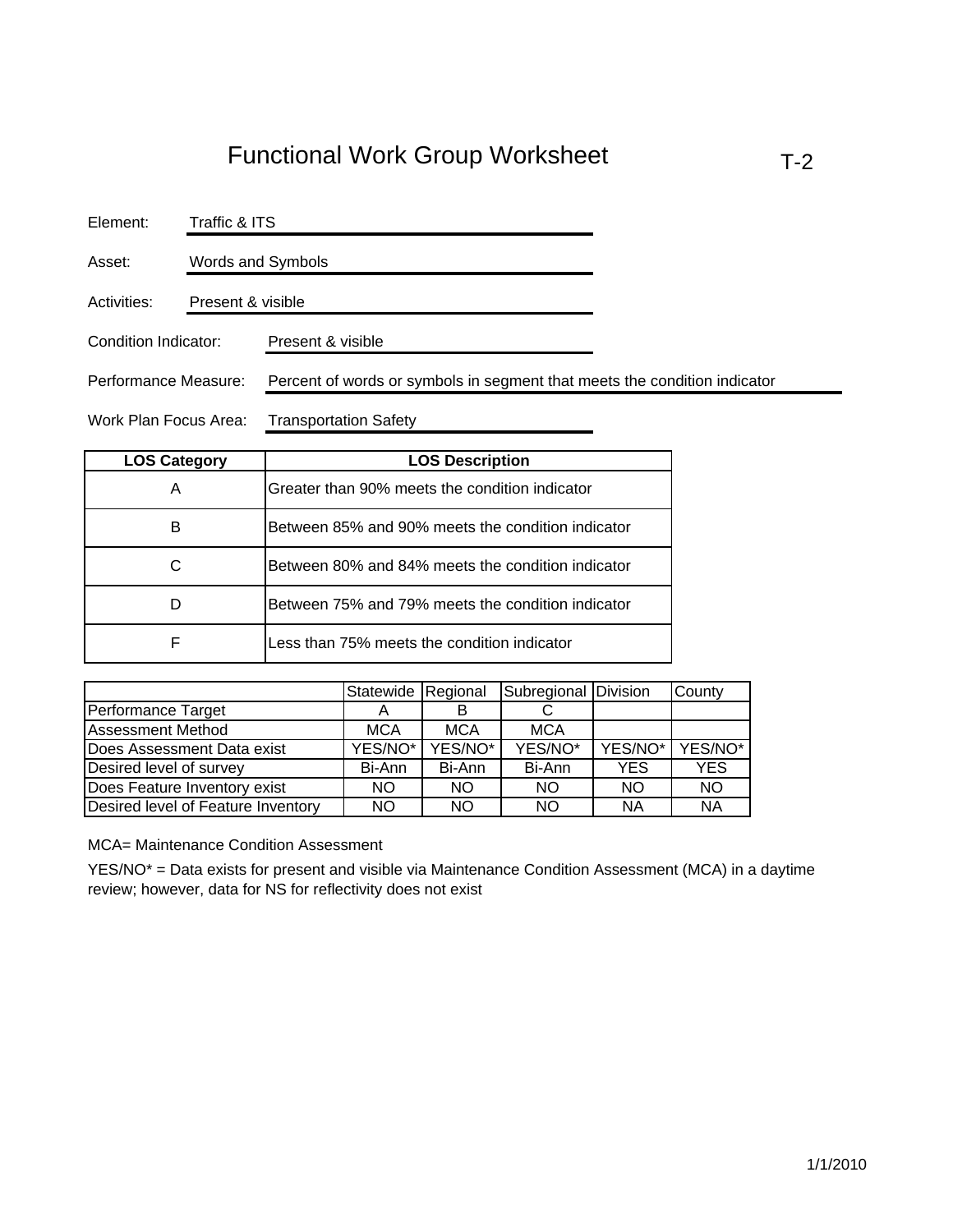# Functional Work Group Worksheet

T-2

Element: Traffic & ITS

Asset: Words and Symbols

Activities: Present & visible

Condition Indicator: Present & visible

Performance Measure: Percent of words or symbols in segment that meets the condition indicator

Work Plan Focus Area: Transportation Safety

| LOS Category | LOS Description |
|---|---|
| A | Greater than 90% meets the condition indicator |
| B | Between 85% and 90% meets the condition indicator |
| C | Between 80% and 84% meets the condition indicator |
| D | Between 75% and 79% meets the condition indicator |
| F | Less than 75% meets the condition indicator |

| | Statewide | Regional | Subregional | Division | County |
|---|---|---|---|---|---|
| Performance Target | A | B | C | | |
| Assessment Method | MCA | MCA | MCA | | |
| Does Assessment Data exist | YES/NO* | YES/NO* | YES/NO* | YES/NO* | YES/NO* |
| Desired level of survey | Bi-Ann | Bi-Ann | Bi-Ann | YES | YES |
| Does Feature Inventory exist | NO | NO | NO | NO | NO |
| Desired level of Feature Inventory | NO | NO | NO | NA | NA |

MCA= Maintenance Condition Assessment

YES/NO* = Data exists for present and visible via Maintenance Condition Assessment (MCA) in a daytime review; however, data for NS for reflectivity does not exist

1/1/2010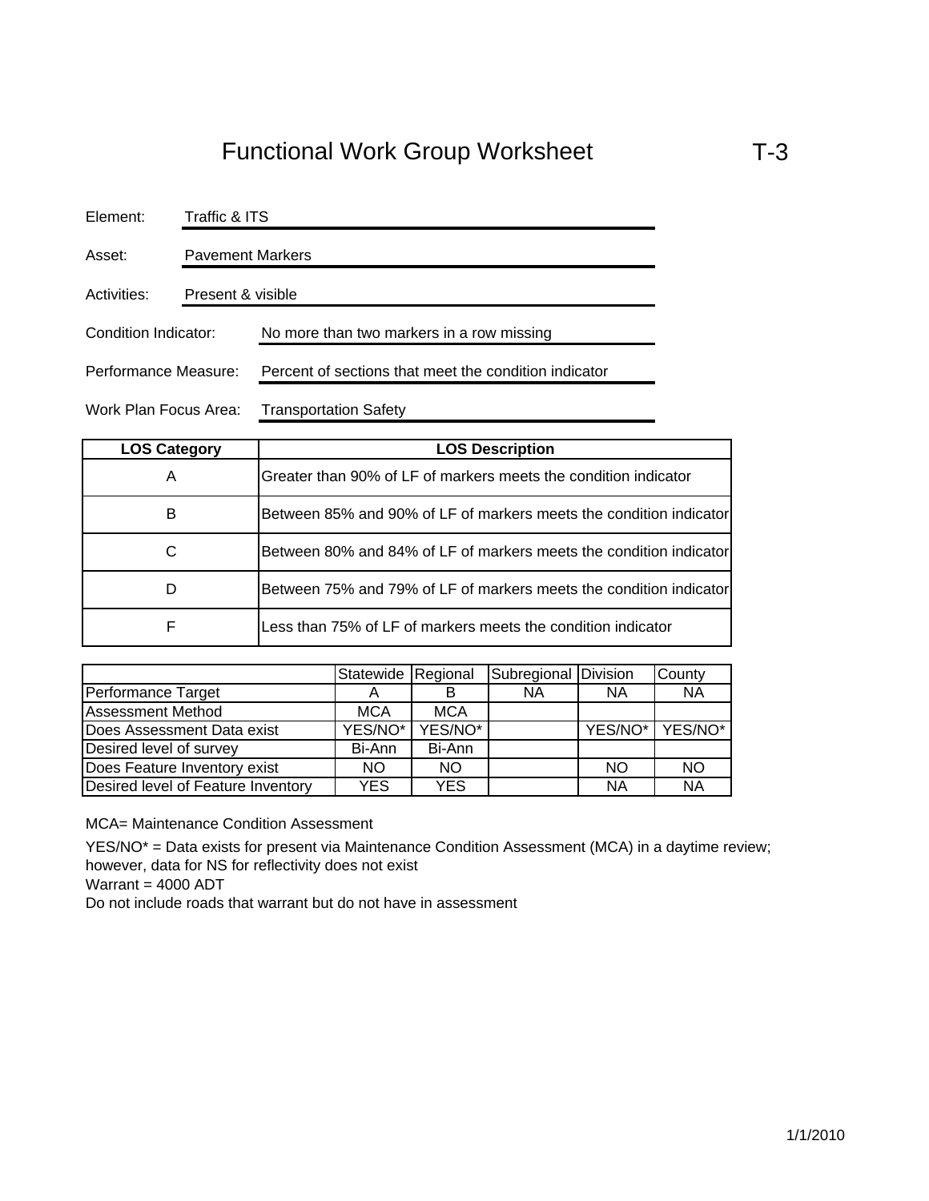# Functional Work Group Worksheet T-3

Element: Traffic & ITS

Asset: Pavement Markers

Activities: Present & visible

Condition Indicator: No more than two markers in a row missing

Performance Measure: Percent of sections that meet the condition indicator

Work Plan Focus Area: Transportation Safety

| LOS Category | LOS Description |
|---|---|
| A | Greater than 90% of LF of markers meets the condition indicator |
| B | Between 85% and 90% of LF of markers meets the condition indicator |
| C | Between 80% and 84% of LF of markers meets the condition indicator |
| D | Between 75% and 79% of LF of markers meets the condition indicator |
| F | Less than 75% of LF of markers meets the condition indicator |

| | Statewide | Regional | Subregional | Division | County |
|---|---|---|---|---|---|
| Performance Target | A | B | NA | NA | NA |
| Assessment Method | MCA | MCA | | | |
| Does Assessment Data exist | YES/NO* | YES/NO* | | YES/NO* | YES/NO* |
| Desired level of survey | Bi-Ann | Bi-Ann | | | |
| Does Feature Inventory exist | NO | NO | | NO | NO |
| Desired level of Feature Inventory | YES | YES | | NA | NA |

MCA= Maintenance Condition Assessment

YES/NO* = Data exists for present via Maintenance Condition Assessment (MCA) in a daytime review; however, data for NS for reflectivity does not exist

Warrant = 4000 ADT

Do not include roads that warrant but do not have in assessment

1/1/2010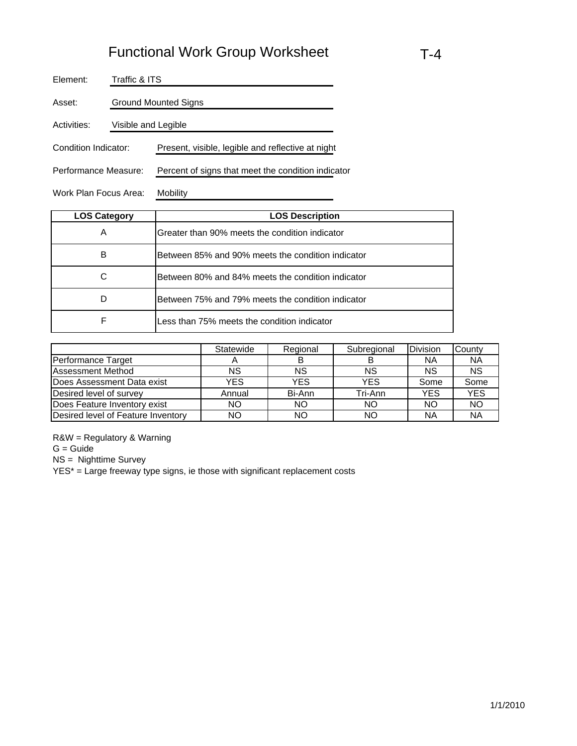# Functional Work Group Worksheet

T-4

Element: Traffic & ITS

Asset: Ground Mounted Signs

Activities: Visible and Legible

Condition Indicator: Present, visible, legible and reflective at night

Performance Measure: Percent of signs that meet the condition indicator

Work Plan Focus Area: Mobility

| LOS Category | LOS Description |
|---|---|
| A | Greater than 90% meets the condition indicator |
| B | Between 85% and 90% meets the condition indicator |
| C | Between 80% and 84% meets the condition indicator |
| D | Between 75% and 79% meets the condition indicator |
| F | Less than 75% meets the condition indicator |

| | Statewide | Regional | Subregional | Division | County |
|---|---|---|---|---|---|
| Performance Target | A | B | B | NA | NA |
| Assessment Method | NS | NS | NS | NS | NS |
| Does Assessment Data exist | YES | YES | YES | Some | Some |
| Desired level of survey | Annual | Bi-Ann | Tri-Ann | YES | YES |
| Does Feature Inventory exist | NO | NO | NO | NO | NO |
| Desired level of Feature Inventory | NO | NO | NO | NA | NA |

R&W = Regulatory & Warning

G = Guide

NS = Nighttime Survey

YES* = Large freeway type signs, ie those with significant replacement costs

1/1/2010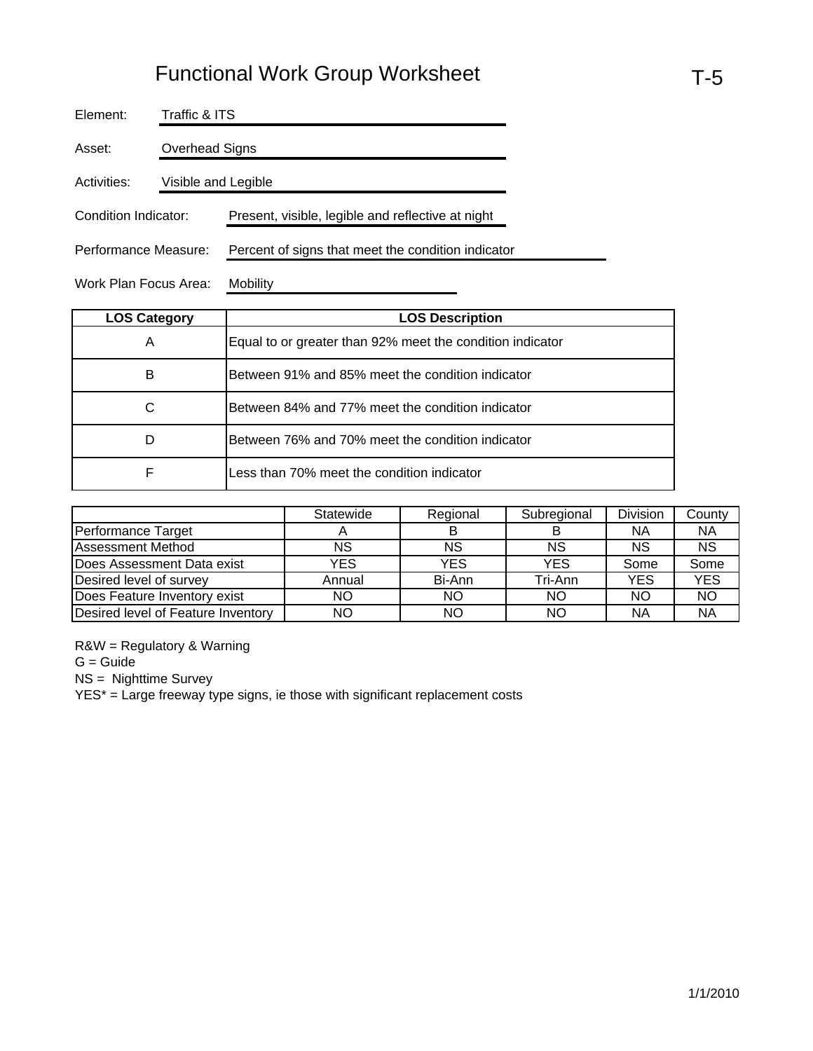# Functional Work Group Worksheet

T-5

Element: Traffic & ITS

Asset: Overhead Signs

Activities: Visible and Legible

Condition Indicator: Present, visible, legible and reflective at night

Performance Measure: Percent of signs that meet the condition indicator

Work Plan Focus Area: Mobility

| LOS Category | LOS Description |
|---|---|
| A | Equal to or greater than 92% meet the condition indicator |
| B | Between 91% and 85% meet the condition indicator |
| C | Between 84% and 77% meet the condition indicator |
| D | Between 76% and 70% meet the condition indicator |
| F | Less than 70% meet the condition indicator |

| | Statewide | Regional | Subregional | Division | County |
|---|---|---|---|---|---|
| Performance Target | A | B | B | NA | NA |
| Assessment Method | NS | NS | NS | NS | NS |
| Does Assessment Data exist | YES | YES | YES | Some | Some |
| Desired level of survey | Annual | Bi-Ann | Tri-Ann | YES | YES |
| Does Feature Inventory exist | NO | NO | NO | NO | NO |
| Desired level of Feature Inventory | NO | NO | NO | NA | NA |

R&W = Regulatory & Warning

G = Guide

NS = Nighttime Survey

YES* = Large freeway type signs, ie those with significant replacement costs

1/1/2010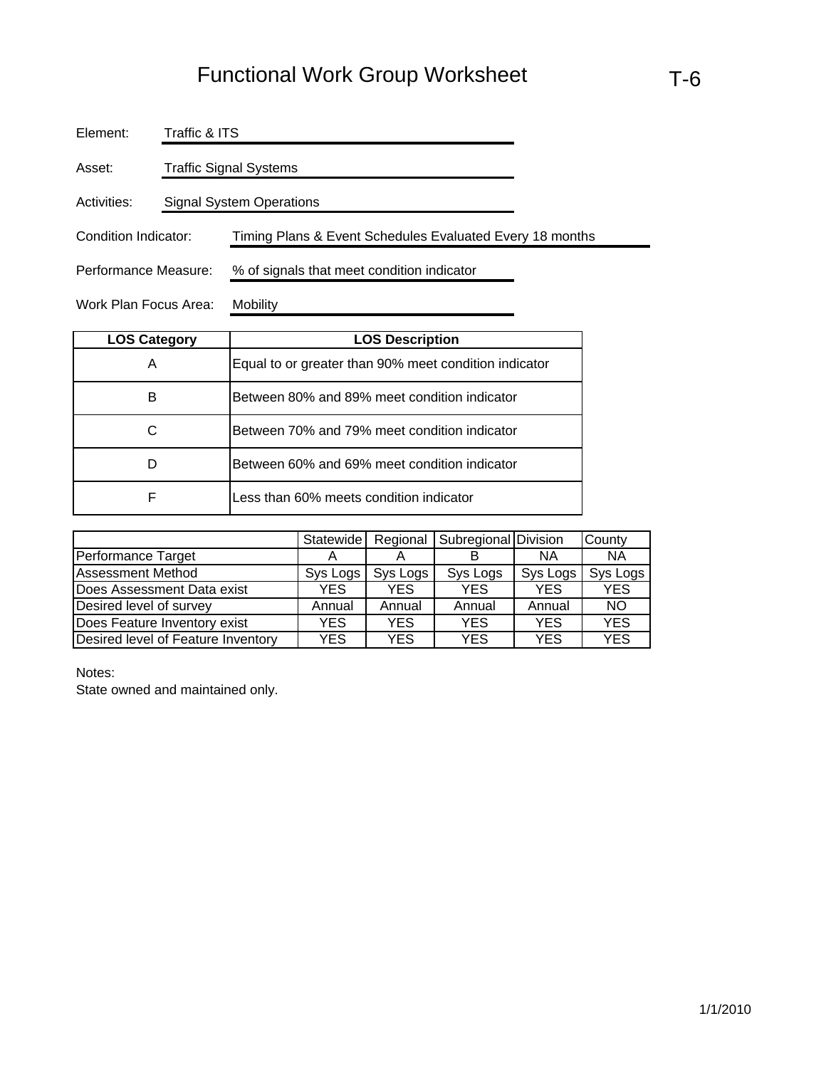# Functional Work Group Worksheet

T-6

Element: Traffic & ITS

Asset: Traffic Signal Systems

Activities: Signal System Operations

Condition Indicator: Timing Plans & Event Schedules Evaluated Every 18 months

Performance Measure: % of signals that meet condition indicator

Work Plan Focus Area: Mobility

| LOS Category | LOS Description |
|---|---|
| A | Equal to or greater than 90% meet condition indicator |
| B | Between 80% and 89% meet condition indicator |
| C | Between 70% and 79% meet condition indicator |
| D | Between 60% and 69% meet condition indicator |
| F | Less than 60% meets condition indicator |

| | Statewide | Regional | Subregional | Division | County |
|---|---|---|---|---|---|
| Performance Target | A | A | B | NA | NA |
| Assessment Method | Sys Logs | Sys Logs | Sys Logs | Sys Logs | Sys Logs |
| Does Assessment Data exist | YES | YES | YES | YES | YES |
| Desired level of survey | Annual | Annual | Annual | Annual | NO |
| Does Feature Inventory exist | YES | YES | YES | YES | YES |
| Desired level of Feature Inventory | YES | YES | YES | YES | YES |

Notes:
State owned and maintained only.

1/1/2010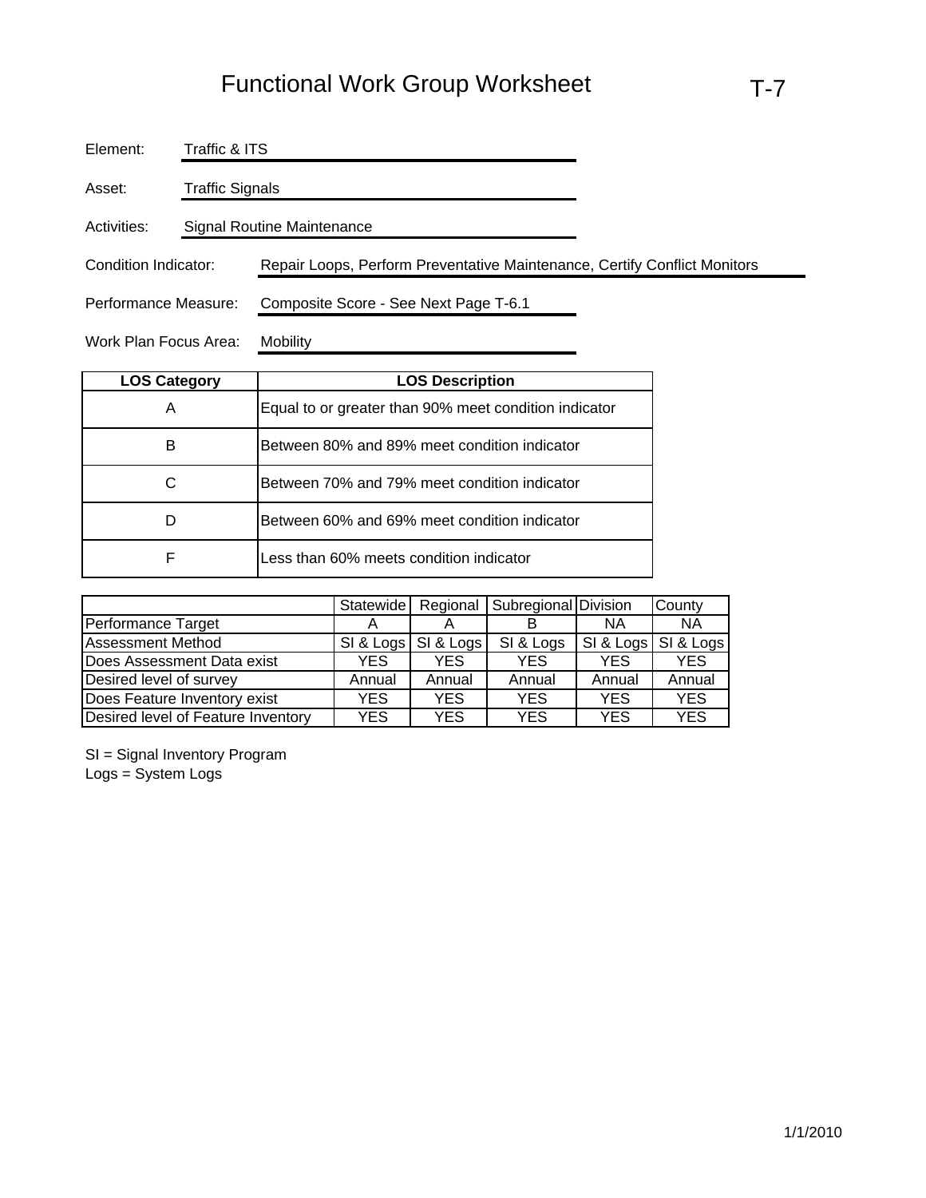# Functional Work Group Worksheet

T-7

Element: Traffic & ITS

Asset: Traffic Signals

Activities: Signal Routine Maintenance

Condition Indicator: Repair Loops, Perform Preventative Maintenance, Certify Conflict Monitors

Performance Measure: Composite Score - See Next Page T-6.1

Work Plan Focus Area: Mobility

| LOS Category | LOS Description |
|---|---|
| A | Equal to or greater than 90% meet condition indicator |
| B | Between 80% and 89% meet condition indicator |
| C | Between 70% and 79% meet condition indicator |
| D | Between 60% and 69% meet condition indicator |
| F | Less than 60% meets condition indicator |

| | Statewide | Regional | Subregional | Division | County |
|---|---|---|---|---|---|
| Performance Target | A | A | B | NA | NA |
| Assessment Method | SI & Logs | SI & Logs | SI & Logs | SI & Logs | SI & Logs |
| Does Assessment Data exist | YES | YES | YES | YES | YES |
| Desired level of survey | Annual | Annual | Annual | Annual | Annual |
| Does Feature Inventory exist | YES | YES | YES | YES | YES |
| Desired level of Feature Inventory | YES | YES | YES | YES | YES |

SI = Signal Inventory Program
Logs = System Logs

1/1/2010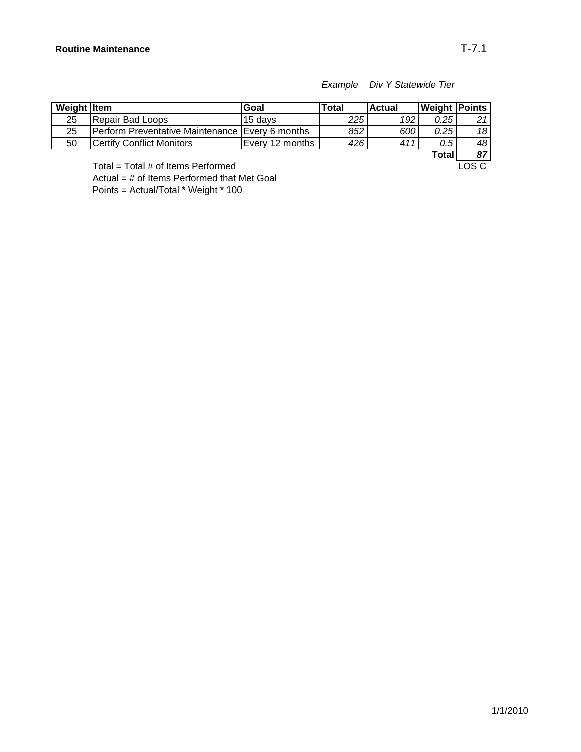**Routine Maintenance** T-7.1

*Example Div Y Statewide Tier*

| Weight | Item | Goal | Total | Actual | Weight | Points |
|---|---|---|---|---|---|---|
| 25 | Repair Bad Loops | 15 days | *225* | *192* | *0.25* | *21* |
| 25 | Perform Preventative Maintenance | Every 6 months | *852* | *600* | *0.25* | *18* |
| 50 | Certify Conflict Monitors | Every 12 months | *426* | *411* | *0.5* | *48* |
| | | | | | **Total** | ***87*** |
| | | | | | | LOS C |

Total = Total # of Items Performed

Actual = # of Items Performed that Met Goal

Points = Actual/Total * Weight * 100

1/1/2010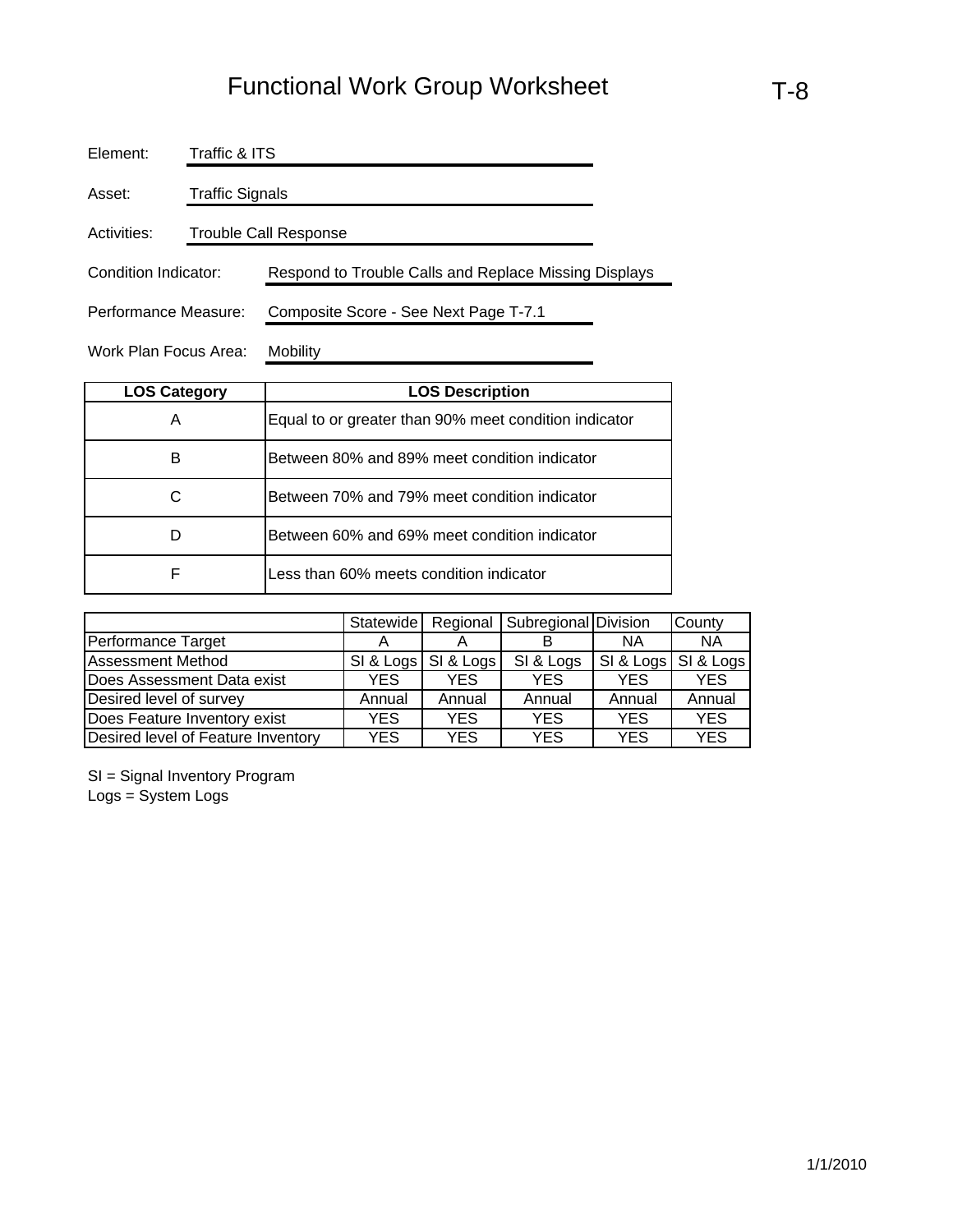# Functional Work Group Worksheet

T-8

Element: Traffic & ITS

Asset: Traffic Signals

Activities: Trouble Call Response

Condition Indicator: Respond to Trouble Calls and Replace Missing Displays

Performance Measure: Composite Score - See Next Page T-7.1

Work Plan Focus Area: Mobility

| LOS Category | LOS Description |
|---|---|
| A | Equal to or greater than 90% meet condition indicator |
| B | Between 80% and 89% meet condition indicator |
| C | Between 70% and 79% meet condition indicator |
| D | Between 60% and 69% meet condition indicator |
| F | Less than 60% meets condition indicator |

| | Statewide | Regional | Subregional | Division | County |
|---|---|---|---|---|---|
| Performance Target | A | A | B | NA | NA |
| Assessment Method | SI & Logs | SI & Logs | SI & Logs | SI & Logs | SI & Logs |
| Does Assessment Data exist | YES | YES | YES | YES | YES |
| Desired level of survey | Annual | Annual | Annual | Annual | Annual |
| Does Feature Inventory exist | YES | YES | YES | YES | YES |
| Desired level of Feature Inventory | YES | YES | YES | YES | YES |

SI = Signal Inventory Program
Logs = System Logs

1/1/2010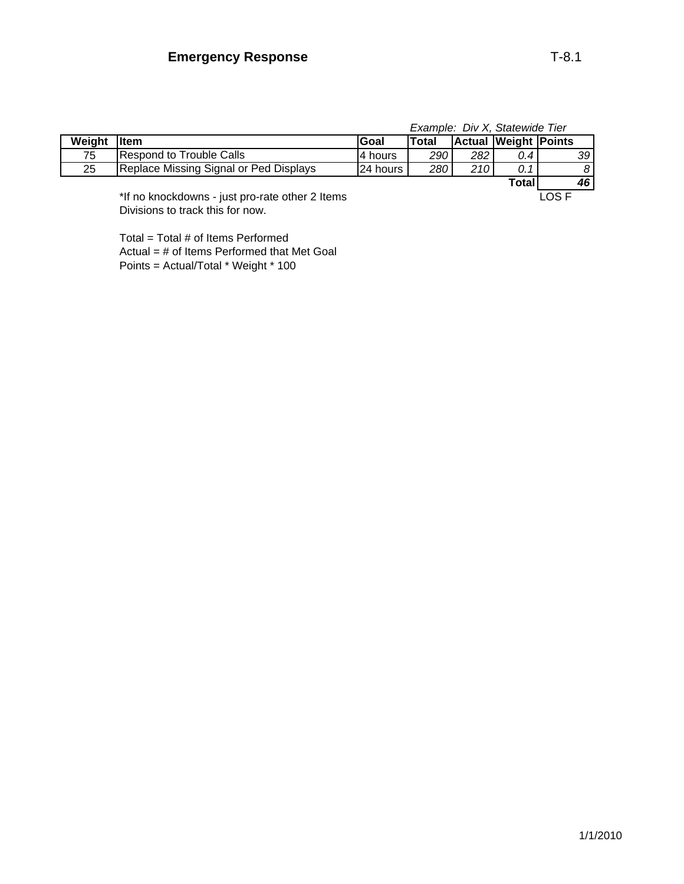## Emergency Response

T-8.1

*Example: Div X, Statewide Tier*

| Weight | Item | Goal | Total | Actual | Weight | Points |
|---|---|---|---|---|---|---|
| 75 | Respond to Trouble Calls | 4 hours | *290* | *282* | *0.4* | *39* |
| 25 | Replace Missing Signal or Ped Displays | 24 hours | *280* | *210* | *0.1* | *8* |
| | | | | | **Total** | ***46*** |
| | | | | | | LOS F |

*If no knockdowns - just pro-rate other 2 Items
Divisions to track this for now.

Total = Total # of Items Performed
Actual = # of Items Performed that Met Goal
Points = Actual/Total * Weight * 100

1/1/2010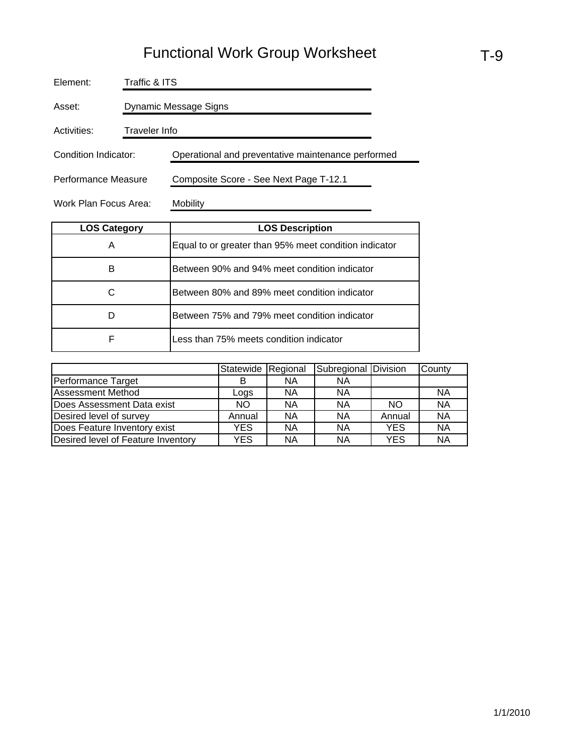# Functional Work Group Worksheet

T-9

Element: Traffic & ITS

Asset: Dynamic Message Signs

Activities: Traveler Info

Condition Indicator: Operational and preventative maintenance performed

Performance Measure: Composite Score - See Next Page T-12.1

Work Plan Focus Area: Mobility

| LOS Category | LOS Description |
|---|---|
| A | Equal to or greater than 95% meet condition indicator |
| B | Between 90% and 94% meet condition indicator |
| C | Between 80% and 89% meet condition indicator |
| D | Between 75% and 79% meet condition indicator |
| F | Less than 75% meets condition indicator |

| | Statewide | Regional | Subregional | Division | County |
|---|---|---|---|---|---|
| Performance Target | B | NA | NA | | |
| Assessment Method | Logs | NA | NA | | NA |
| Does Assessment Data exist | NO | NA | NA | NO | NA |
| Desired level of survey | Annual | NA | NA | Annual | NA |
| Does Feature Inventory exist | YES | NA | NA | YES | NA |
| Desired level of Feature Inventory | YES | NA | NA | YES | NA |

1/1/2010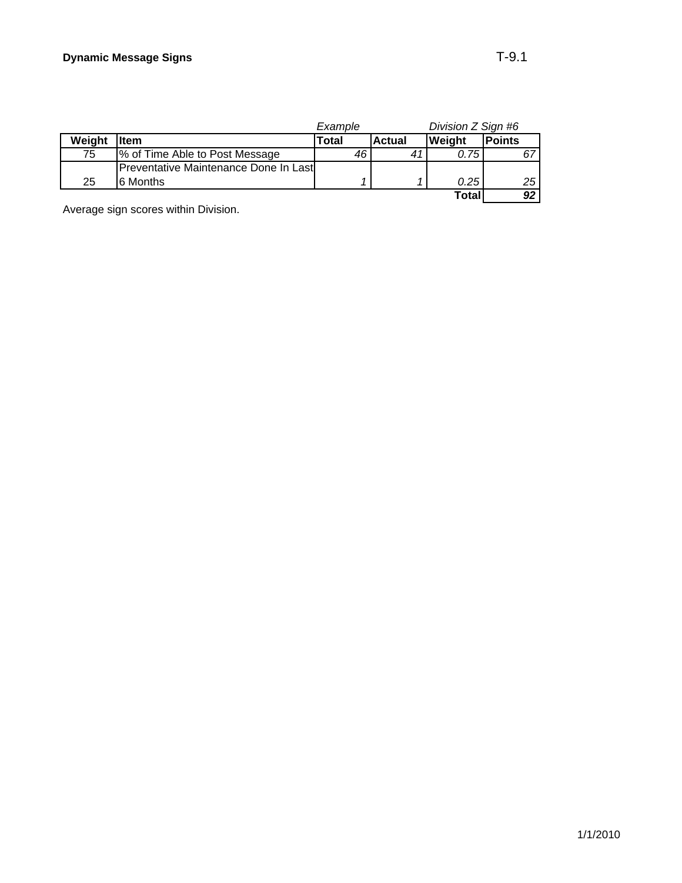**Dynamic Message Signs**

T-9.1

| | | *Example* | | *Division Z Sign #6* | |
|---|---|---|---|---|---|
| **Weight** | **Item** | **Total** | **Actual** | **Weight** | **Points** |
| 75 | % of Time Able to Post Message | *46* | *41* | *0.75* | *67* |
| 25 | Preventative Maintenance Done In Last 6 Months | *1* | *1* | *0.25* | *25* |
| | | | | **Total** | ***92*** |

Average sign scores within Division.

1/1/2010